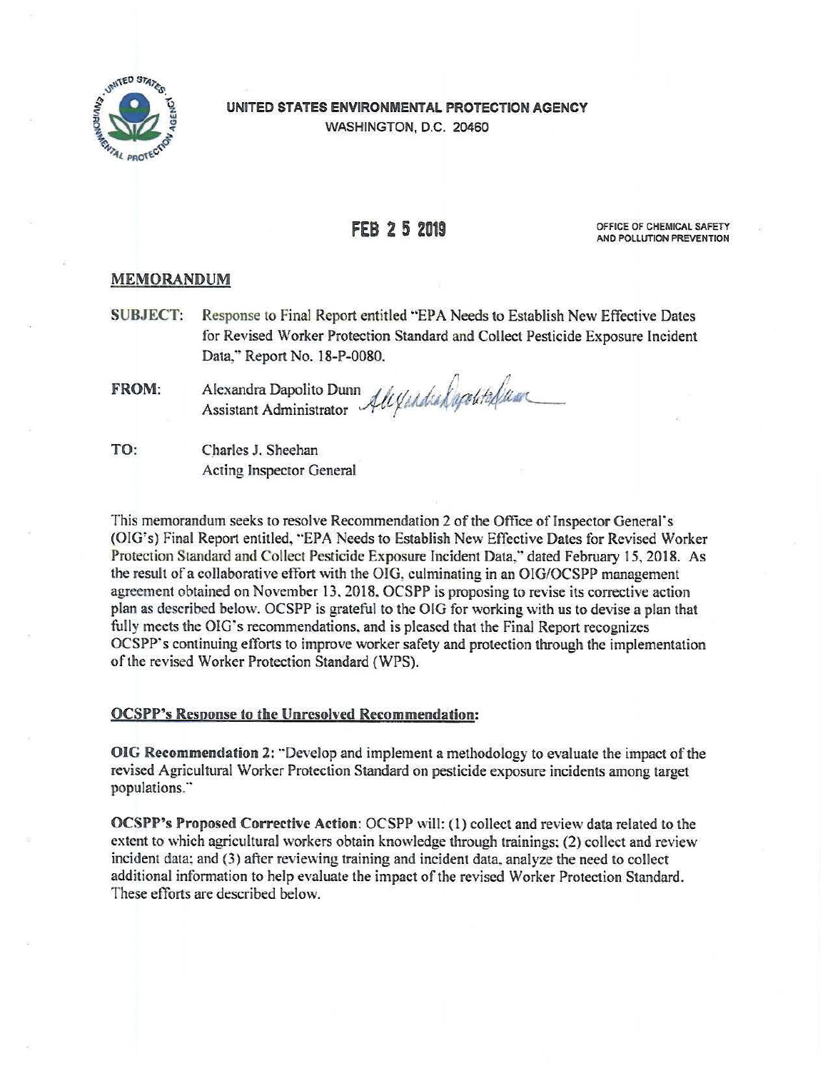**UNITED STATES ENVIRONMENTAL PROTECTION AGENCY**
WASHINGTON, D.C. 20460

FEB 2 5 2019

OFFICE OF CHEMICAL SAFETY AND POLLUTION PREVENTION

## MEMORANDUM

**SUBJECT:** Response to Final Report entitled "EPA Needs to Establish New Effective Dates for Revised Worker Protection Standard and Collect Pesticide Exposure Incident Data," Report No. 18-P-0080.

**FROM:** Alexandra Dapolito Dunn
Assistant Administrator

**TO:** Charles J. Sheehan
Acting Inspector General

This memorandum seeks to resolve Recommendation 2 of the Office of Inspector General's (OIG's) Final Report entitled, "EPA Needs to Establish New Effective Dates for Revised Worker Protection Standard and Collect Pesticide Exposure Incident Data," dated February 15, 2018. As the result of a collaborative effort with the OIG, culminating in an OIG/OCSPP management agreement obtained on November 13, 2018, OCSPP is proposing to revise its corrective action plan as described below. OCSPP is grateful to the OIG for working with us to devise a plan that fully meets the OIG's recommendations, and is pleased that the Final Report recognizes OCSPP's continuing efforts to improve worker safety and protection through the implementation of the revised Worker Protection Standard (WPS).

### OCSPP's Response to the Unresolved Recommendation:

**OIG Recommendation 2:** "Develop and implement a methodology to evaluate the impact of the revised Agricultural Worker Protection Standard on pesticide exposure incidents among target populations."

**OCSPP's Proposed Corrective Action**: OCSPP will: (1) collect and review data related to the extent to which agricultural workers obtain knowledge through trainings; (2) collect and review incident data; and (3) after reviewing training and incident data, analyze the need to collect additional information to help evaluate the impact of the revised Worker Protection Standard. These efforts are described below.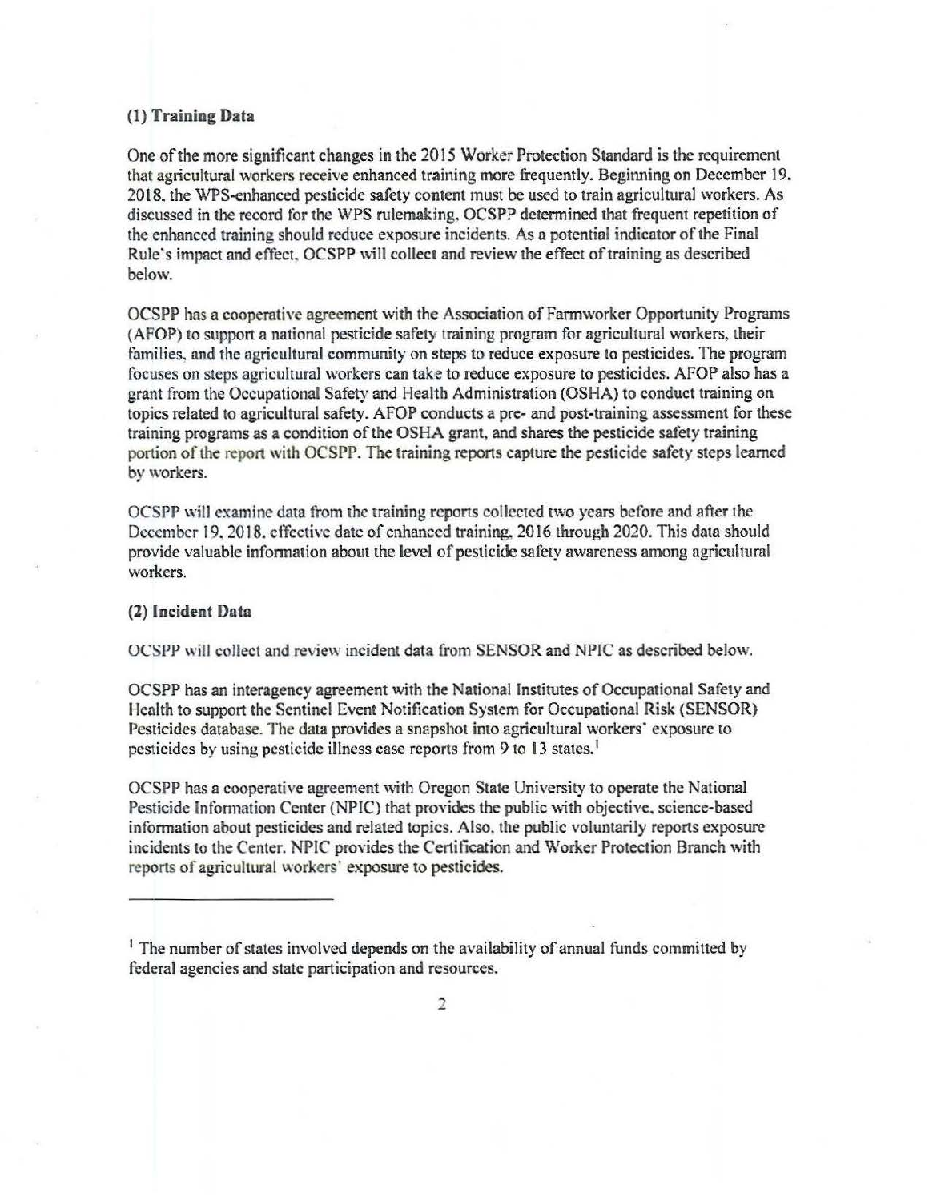**(1) Training Data**

One of the more significant changes in the 2015 Worker Protection Standard is the requirement that agricultural workers receive enhanced training more frequently. Beginning on December 19, 2018, the WPS-enhanced pesticide safety content must be used to train agricultural workers. As discussed in the record for the WPS rulemaking, OCSPP determined that frequent repetition of the enhanced training should reduce exposure incidents. As a potential indicator of the Final Rule's impact and effect, OCSPP will collect and review the effect of training as described below.

OCSPP has a cooperative agreement with the Association of Farmworker Opportunity Programs (AFOP) to support a national pesticide safety training program for agricultural workers, their families, and the agricultural community on steps to reduce exposure to pesticides. The program focuses on steps agricultural workers can take to reduce exposure to pesticides. AFOP also has a grant from the Occupational Safety and Health Administration (OSHA) to conduct training on topics related to agricultural safety. AFOP conducts a pre- and post-training assessment for these training programs as a condition of the OSHA grant, and shares the pesticide safety training portion of the report with OCSPP. The training reports capture the pesticide safety steps learned by workers.

OCSPP will examine data from the training reports collected two years before and after the December 19, 2018, effective date of enhanced training, 2016 through 2020. This data should provide valuable information about the level of pesticide safety awareness among agricultural workers.

**(2) Incident Data**

OCSPP will collect and review incident data from SENSOR and NPIC as described below.

OCSPP has an interagency agreement with the National Institutes of Occupational Safety and Health to support the Sentinel Event Notification System for Occupational Risk (SENSOR) Pesticides database. The data provides a snapshot into agricultural workers' exposure to pesticides by using pesticide illness case reports from 9 to 13 states.[1]

OCSPP has a cooperative agreement with Oregon State University to operate the National Pesticide Information Center (NPIC) that provides the public with objective, science-based information about pesticides and related topics. Also, the public voluntarily reports exposure incidents to the Center. NPIC provides the Certification and Worker Protection Branch with reports of agricultural workers' exposure to pesticides.

---

[1] The number of states involved depends on the availability of annual funds committed by federal agencies and state participation and resources.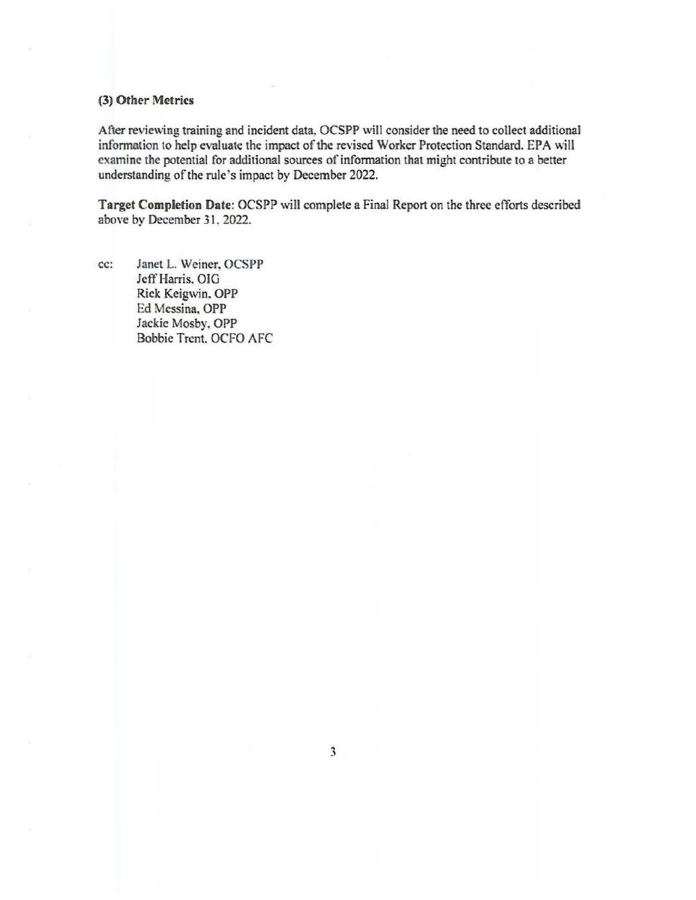**(3) Other Metrics**

After reviewing training and incident data, OCSPP will consider the need to collect additional information to help evaluate the impact of the revised Worker Protection Standard. EPA will examine the potential for additional sources of information that might contribute to a better understanding of the rule's impact by December 2022.

**Target Completion Date**: OCSPP will complete a Final Report on the three efforts described above by December 31, 2022.

cc: Janet L. Weiner, OCSPP
Jeff Harris, OIG
Rick Keigwin, OPP
Ed Messina, OPP
Jackie Mosby, OPP
Bobbie Trent, OCFO AFC